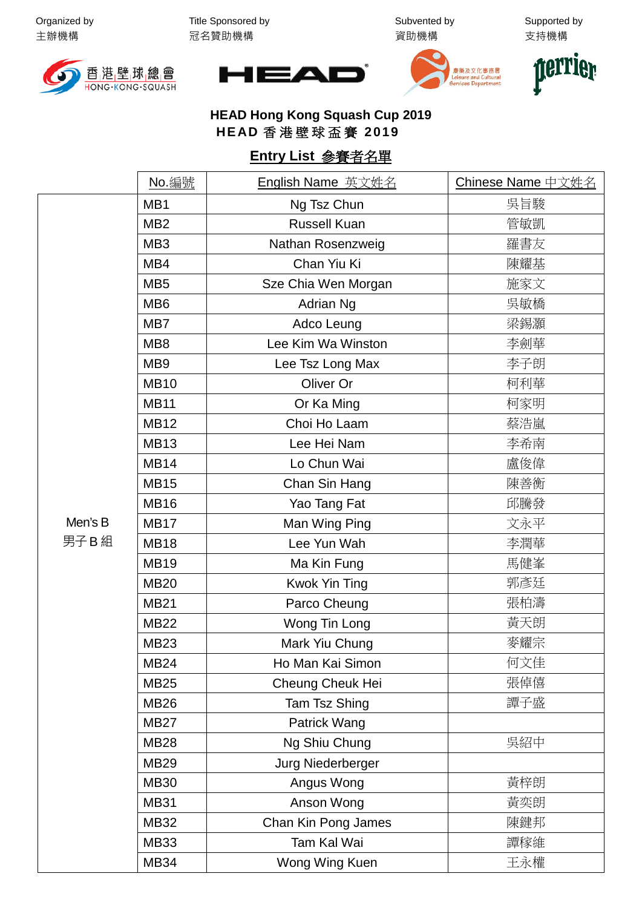Organized by
主辦機構

Title Sponsored by
冠名贊助機構

Subvented by
資助機構

Supported by
支持機構

## HEAD Hong Kong Squash Cup 2019
## HEAD 香港壁球盃賽 2019

### Entry List 參賽者名單

| | No.編號 | English Name 英文姓名 | Chinese Name 中文姓名 |
|---|---|---|---|
| Men's B 男子B組 | MB1 | Ng Tsz Chun | 吳旨駿 |
| | MB2 | Russell Kuan | 管敏凱 |
| | MB3 | Nathan Rosenzweig | 羅書友 |
| | MB4 | Chan Yiu Ki | 陳耀基 |
| | MB5 | Sze Chia Wen Morgan | 施家文 |
| | MB6 | Adrian Ng | 吳敏橋 |
| | MB7 | Adco Leung | 梁錫灝 |
| | MB8 | Lee Kim Wa Winston | 李劍華 |
| | MB9 | Lee Tsz Long Max | 李子朗 |
| | MB10 | Oliver Or | 柯利華 |
| | MB11 | Or Ka Ming | 柯家明 |
| | MB12 | Choi Ho Laam | 蔡浩嵐 |
| | MB13 | Lee Hei Nam | 李希南 |
| | MB14 | Lo Chun Wai | 盧俊偉 |
| | MB15 | Chan Sin Hang | 陳善衡 |
| | MB16 | Yao Tang Fat | 邱騰發 |
| | MB17 | Man Wing Ping | 文永平 |
| | MB18 | Lee Yun Wah | 李潤華 |
| | MB19 | Ma Kin Fung | 馬健峯 |
| | MB20 | Kwok Yin Ting | 郭彥廷 |
| | MB21 | Parco Cheung | 張柏濤 |
| | MB22 | Wong Tin Long | 黃天朗 |
| | MB23 | Mark Yiu Chung | 麥耀宗 |
| | MB24 | Ho Man Kai Simon | 何文佳 |
| | MB25 | Cheung Cheuk Hei | 張倬僖 |
| | MB26 | Tam Tsz Shing | 譚子盛 |
| | MB27 | Patrick Wang | |
| | MB28 | Ng Shiu Chung | 吳紹中 |
| | MB29 | Jurg Niederberger | |
| | MB30 | Angus Wong | 黃梓朗 |
| | MB31 | Anson Wong | 黃奕朗 |
| | MB32 | Chan Kin Pong James | 陳鍵邦 |
| | MB33 | Tam Kal Wai | 譚稼維 |
| | MB34 | Wong Wing Kuen | 王永權 |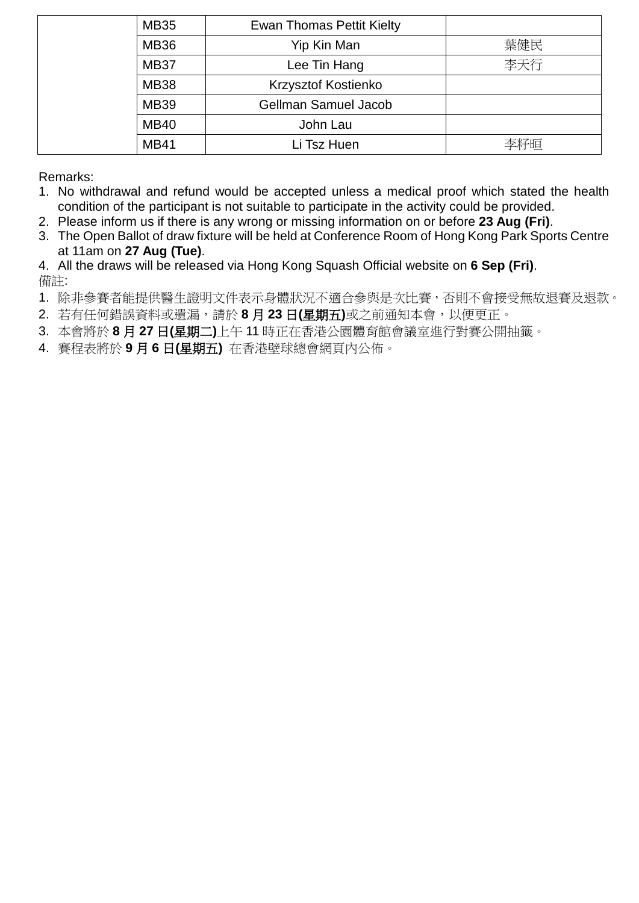| | | | |
|---|---|---|---|
| | MB35 | Ewan Thomas Pettit Kielty | |
| | MB36 | Yip Kin Man | 葉健民 |
| | MB37 | Lee Tin Hang | 李天行 |
| | MB38 | Krzysztof Kostienko | |
| | MB39 | Gellman Samuel Jacob | |
| | MB40 | John Lau | |
| | MB41 | Li Tsz Huen | 李籽晅 |

Remarks:

1. No withdrawal and refund would be accepted unless a medical proof which stated the health condition of the participant is not suitable to participate in the activity could be provided.
2. Please inform us if there is any wrong or missing information on or before **23 Aug (Fri)**.
3. The Open Ballot of draw fixture will be held at Conference Room of Hong Kong Park Sports Centre at 11am on **27 Aug (Tue)**.
4. All the draws will be released via Hong Kong Squash Official website on **6 Sep (Fri)**.

備註:

1. 除非參賽者能提供醫生證明文件表示身體狀況不適合參與是次比賽，否則不會接受無故退賽及退款。
2. 若有任何錯誤資料或遺漏，請於 **8 月 23 日(星期五)**或之前通知本會，以便更正。
3. 本會將於 **8 月 27 日(星期二)**上午 11 時正在香港公園體育館會議室進行對賽公開抽籤。
4. 賽程表將於 **9 月 6 日(星期五)** 在香港壁球總會網頁內公佈。